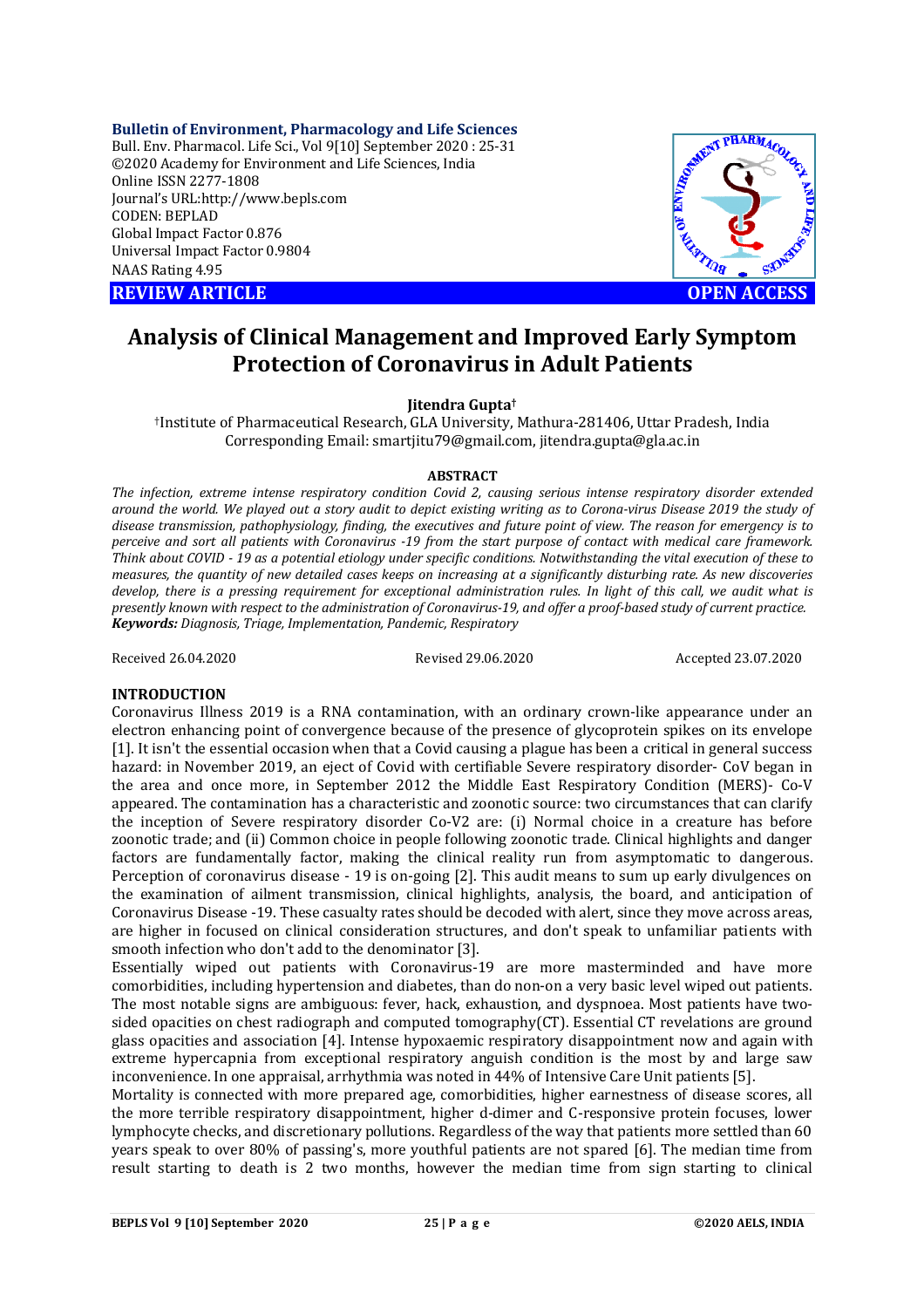**Bulletin of Environment, Pharmacology and Life Sciences**
Bull. Env. Pharmacol. Life Sci., Vol 9[10] September 2020 : 25-31
©2020 Academy for Environment and Life Sciences, India
Online ISSN 2277-1808
Journal's URL:http://www.bepls.com
CODEN: BEPLAD
Global Impact Factor 0.876
Universal Impact Factor 0.9804
NAAS Rating 4.95

**REVIEW ARTICLE** **OPEN ACCESS**

# Analysis of Clinical Management and Improved Early Symptom Protection of Coronavirus in Adult Patients

**Jitendra Gupta†**

†Institute of Pharmaceutical Research, GLA University, Mathura-281406, Uttar Pradesh, India
Corresponding Email: smartjitu79@gmail.com, jitendra.gupta@gla.ac.in

## ABSTRACT

*The infection, extreme intense respiratory condition Covid 2, causing serious intense respiratory disorder extended around the world. We played out a story audit to depict existing writing as to Corona-virus Disease 2019 the study of disease transmission, pathophysiology, finding, the executives and future point of view. The reason for emergency is to perceive and sort all patients with Coronavirus -19 from the start purpose of contact with medical care framework. Think about COVID - 19 as a potential etiology under specific conditions. Notwithstanding the vital execution of these to measures, the quantity of new detailed cases keeps on increasing at a significantly disturbing rate. As new discoveries develop, there is a pressing requirement for exceptional administration rules. In light of this call, we audit what is presently known with respect to the administration of Coronavirus-19, and offer a proof-based study of current practice.*

***Keywords:*** *Diagnosis, Triage, Implementation, Pandemic, Respiratory*

Received 26.04.2020 Revised 29.06.2020 Accepted 23.07.2020

## INTRODUCTION

Coronavirus Illness 2019 is a RNA contamination, with an ordinary crown-like appearance under an electron enhancing point of convergence because of the presence of glycoprotein spikes on its envelope [1]. It isn't the essential occasion when that a Covid causing a plague has been a critical in general success hazard: in November 2019, an eject of Covid with certifiable Severe respiratory disorder- CoV began in the area and once more, in September 2012 the Middle East Respiratory Condition (MERS)- Co-V appeared. The contamination has a characteristic and zoonotic source: two circumstances that can clarify the inception of Severe respiratory disorder Co-V2 are: (i) Normal choice in a creature has before zoonotic trade; and (ii) Common choice in people following zoonotic trade. Clinical highlights and danger factors are fundamentally factor, making the clinical reality run from asymptomatic to dangerous. Perception of coronavirus disease - 19 is on-going [2]. This audit means to sum up early divulgences on the examination of ailment transmission, clinical highlights, analysis, the board, and anticipation of Coronavirus Disease -19. These casualty rates should be decoded with alert, since they move across areas, are higher in focused on clinical consideration structures, and don't speak to unfamiliar patients with smooth infection who don't add to the denominator [3].

Essentially wiped out patients with Coronavirus-19 are more masterminded and have more comorbidities, including hypertension and diabetes, than do non-on a very basic level wiped out patients. The most notable signs are ambiguous: fever, hack, exhaustion, and dyspnoea. Most patients have two-sided opacities on chest radiograph and computed tomography(CT). Essential CT revelations are ground glass opacities and association [4]. Intense hypoxaemic respiratory disappointment now and again with extreme hypercapnia from exceptional respiratory anguish condition is the most by and large saw inconvenience. In one appraisal, arrhythmia was noted in 44% of Intensive Care Unit patients [5].

Mortality is connected with more prepared age, comorbidities, higher earnestness of disease scores, all the more terrible respiratory disappointment, higher d-dimer and C-responsive protein focuses, lower lymphocyte checks, and discretionary pollutions. Regardless of the way that patients more settled than 60 years speak to over 80% of passing's, more youthful patients are not spared [6]. The median time from result starting to death is 2 two months, however the median time from sign starting to clinical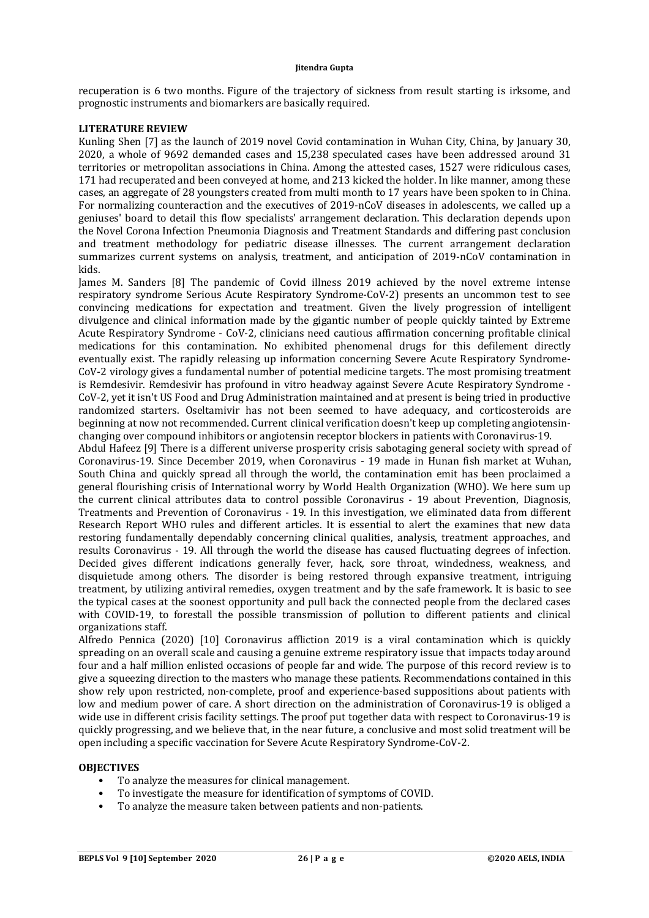recuperation is 6 two months. Figure of the trajectory of sickness from result starting is irksome, and prognostic instruments and biomarkers are basically required.

## LITERATURE REVIEW

Kunling Shen [7] as the launch of 2019 novel Covid contamination in Wuhan City, China, by January 30, 2020, a whole of 9692 demanded cases and 15,238 speculated cases have been addressed around 31 territories or metropolitan associations in China. Among the attested cases, 1527 were ridiculous cases, 171 had recuperated and been conveyed at home, and 213 kicked the holder. In like manner, among these cases, an aggregate of 28 youngsters created from multi month to 17 years have been spoken to in China. For normalizing counteraction and the executives of 2019-nCoV diseases in adolescents, we called up a geniuses' board to detail this flow specialists' arrangement declaration. This declaration depends upon the Novel Corona Infection Pneumonia Diagnosis and Treatment Standards and differing past conclusion and treatment methodology for pediatric disease illnesses. The current arrangement declaration summarizes current systems on analysis, treatment, and anticipation of 2019-nCoV contamination in kids.

James M. Sanders [8] The pandemic of Covid illness 2019 achieved by the novel extreme intense respiratory syndrome Serious Acute Respiratory Syndrome-CoV-2) presents an uncommon test to see convincing medications for expectation and treatment. Given the lively progression of intelligent divulgence and clinical information made by the gigantic number of people quickly tainted by Extreme Acute Respiratory Syndrome - CoV-2, clinicians need cautious affirmation concerning profitable clinical medications for this contamination. No exhibited phenomenal drugs for this defilement directly eventually exist. The rapidly releasing up information concerning Severe Acute Respiratory Syndrome-CoV-2 virology gives a fundamental number of potential medicine targets. The most promising treatment is Remdesivir. Remdesivir has profound in vitro headway against Severe Acute Respiratory Syndrome - CoV-2, yet it isn't US Food and Drug Administration maintained and at present is being tried in productive randomized starters. Oseltamivir has not been seemed to have adequacy, and corticosteroids are beginning at now not recommended. Current clinical verification doesn't keep up completing angiotensin-changing over compound inhibitors or angiotensin receptor blockers in patients with Coronavirus-19.

Abdul Hafeez [9] There is a different universe prosperity crisis sabotaging general society with spread of Coronavirus-19. Since December 2019, when Coronavirus - 19 made in Hunan fish market at Wuhan, South China and quickly spread all through the world, the contamination emit has been proclaimed a general flourishing crisis of International worry by World Health Organization (WHO). We here sum up the current clinical attributes data to control possible Coronavirus - 19 about Prevention, Diagnosis, Treatments and Prevention of Coronavirus - 19. In this investigation, we eliminated data from different Research Report WHO rules and different articles. It is essential to alert the examines that new data restoring fundamentally dependably concerning clinical qualities, analysis, treatment approaches, and results Coronavirus - 19. All through the world the disease has caused fluctuating degrees of infection. Decided gives different indications generally fever, hack, sore throat, windedness, weakness, and disquietude among others. The disorder is being restored through expansive treatment, intriguing treatment, by utilizing antiviral remedies, oxygen treatment and by the safe framework. It is basic to see the typical cases at the soonest opportunity and pull back the connected people from the declared cases with COVID-19, to forestall the possible transmission of pollution to different patients and clinical organizations staff.

Alfredo Pennica (2020) [10] Coronavirus affliction 2019 is a viral contamination which is quickly spreading on an overall scale and causing a genuine extreme respiratory issue that impacts today around four and a half million enlisted occasions of people far and wide. The purpose of this record review is to give a squeezing direction to the masters who manage these patients. Recommendations contained in this show rely upon restricted, non-complete, proof and experience-based suppositions about patients with low and medium power of care. A short direction on the administration of Coronavirus-19 is obliged a wide use in different crisis facility settings. The proof put together data with respect to Coronavirus-19 is quickly progressing, and we believe that, in the near future, a conclusive and most solid treatment will be open including a specific vaccination for Severe Acute Respiratory Syndrome-CoV-2.

## OBJECTIVES

- To analyze the measures for clinical management.
- To investigate the measure for identification of symptoms of COVID.
- To analyze the measure taken between patients and non-patients.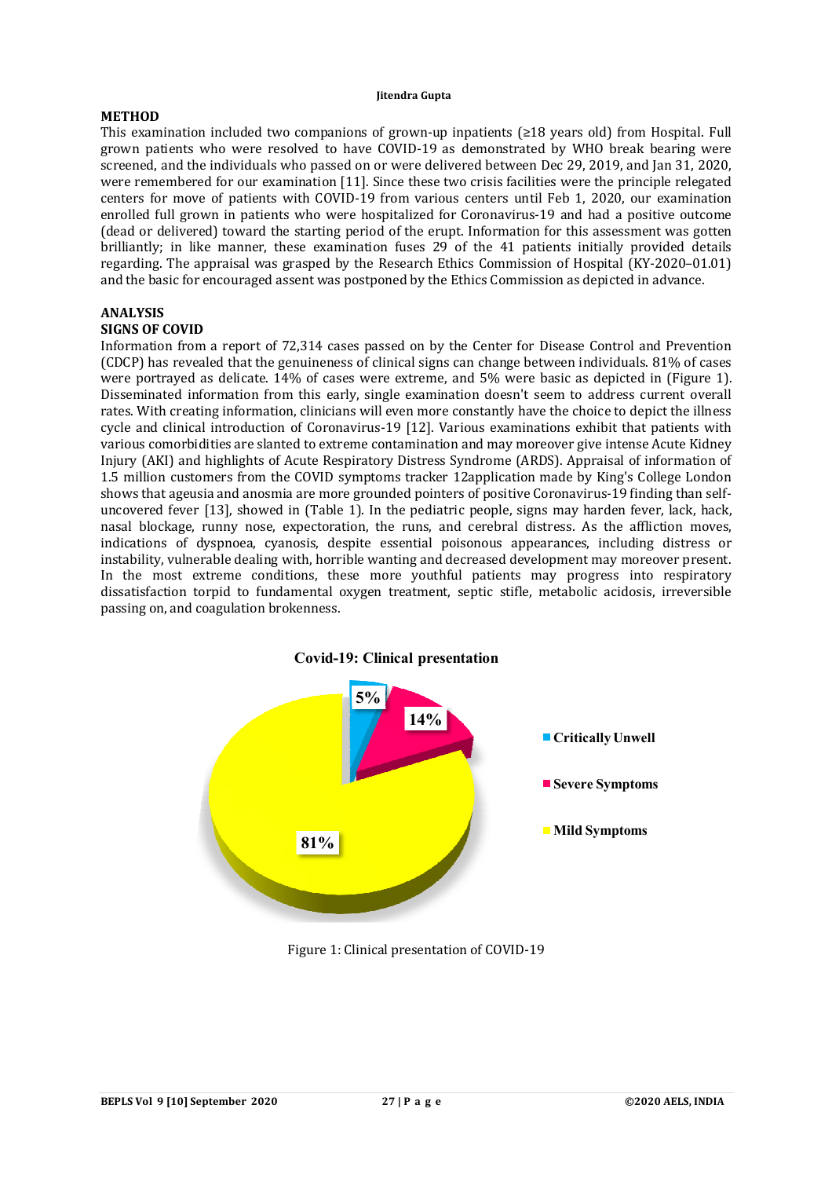## METHOD

This examination included two companions of grown-up inpatients (≥18 years old) from Hospital. Full grown patients who were resolved to have COVID-19 as demonstrated by WHO break bearing were screened, and the individuals who passed on or were delivered between Dec 29, 2019, and Jan 31, 2020, were remembered for our examination [11]. Since these two crisis facilities were the principle relegated centers for move of patients with COVID-19 from various centers until Feb 1, 2020, our examination enrolled full grown in patients who were hospitalized for Coronavirus-19 and had a positive outcome (dead or delivered) toward the starting period of the erupt. Information for this assessment was gotten brilliantly; in like manner, these examination fuses 29 of the 41 patients initially provided details regarding. The appraisal was grasped by the Research Ethics Commission of Hospital (KY-2020–01.01) and the basic for encouraged assent was postponed by the Ethics Commission as depicted in advance.

## ANALYSIS

### SIGNS OF COVID

Information from a report of 72,314 cases passed on by the Center for Disease Control and Prevention (CDCP) has revealed that the genuineness of clinical signs can change between individuals. 81% of cases were portrayed as delicate. 14% of cases were extreme, and 5% were basic as depicted in (Figure 1). Disseminated information from this early, single examination doesn't seem to address current overall rates. With creating information, clinicians will even more constantly have the choice to depict the illness cycle and clinical introduction of Coronavirus-19 [12]. Various examinations exhibit that patients with various comorbidities are slanted to extreme contamination and may moreover give intense Acute Kidney Injury (AKI) and highlights of Acute Respiratory Distress Syndrome (ARDS). Appraisal of information of 1.5 million customers from the COVID symptoms tracker 12application made by King's College London shows that ageusia and anosmia are more grounded pointers of positive Coronavirus-19 finding than self-uncovered fever [13], showed in (Table 1). In the pediatric people, signs may harden fever, lack, hack, nasal blockage, runny nose, expectoration, the runs, and cerebral distress. As the affliction moves, indications of dyspnoea, cyanosis, despite essential poisonous appearances, including distress or instability, vulnerable dealing with, horrible wanting and decreased development may moreover present. In the most extreme conditions, these more youthful patients may progress into respiratory dissatisfaction torpid to fundamental oxygen treatment, septic stifle, metabolic acidosis, irreversible passing on, and coagulation brokenness.

**Covid-19: Clinical presentation**

| Category | Percentage |
|---|---|
| Critically Unwell | 5% |
| Severe Symptoms | 14% |
| Mild Symptoms | 81% |

Figure 1: Clinical presentation of COVID-19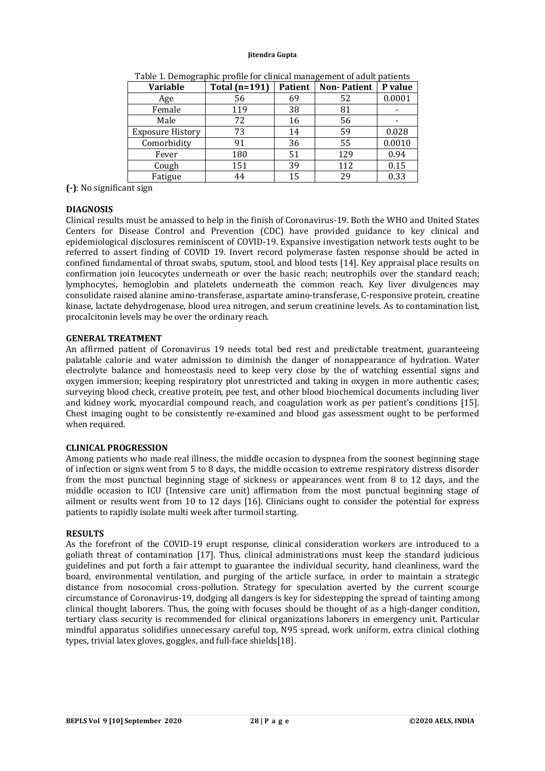Table 1. Demographic profile for clinical management of adult patients

| Variable | Total (n=191) | Patient | Non- Patient | P value |
|---|---|---|---|---|
| Age | 56 | 69 | 52 | 0.0001 |
| Female | 119 | 38 | 81 | - |
| Male | 72 | 16 | 56 | - |
| Exposure History | 73 | 14 | 59 | 0.028 |
| Comorbidity | 91 | 36 | 55 | 0.0010 |
| Fever | 180 | 51 | 129 | 0.94 |
| Cough | 151 | 39 | 112 | 0.15 |
| Fatigue | 44 | 15 | 29 | 0.33 |

**(-)**: No significant sign

## DIAGNOSIS

Clinical results must be amassed to help in the finish of Coronavirus-19. Both the WHO and United States Centers for Disease Control and Prevention (CDC) have provided guidance to key clinical and epidemiological disclosures reminiscent of COVID-19. Expansive investigation network tests ought to be referred to assert finding of COVID 19. Invert record polymerase fasten response should be acted in confined fundamental of throat swabs, sputum, stool, and blood tests [14]. Key appraisal place results on confirmation join leucocytes underneath or over the basic reach; neutrophils over the standard reach; lymphocytes, hemoglobin and platelets underneath the common reach. Key liver divulgences may consolidate raised alanine amino-transferase, aspartate amino-transferase, C-responsive protein, creatine kinase, lactate dehydrogenase, blood urea nitrogen, and serum creatinine levels. As to contamination list, procalcitonin levels may be over the ordinary reach.

## GENERAL TREATMENT

An affirmed patient of Coronavirus 19 needs total bed rest and predictable treatment, guaranteeing palatable calorie and water admission to diminish the danger of nonappearance of hydration. Water electrolyte balance and homeostasis need to keep very close by the of watching essential signs and oxygen immersion; keeping respiratory plot unrestricted and taking in oxygen in more authentic cases; surveying blood check, creative protein, pee test, and other blood biochemical documents including liver and kidney work, myocardial compound reach, and coagulation work as per patient's conditions [15]. Chest imaging ought to be consistently re-examined and blood gas assessment ought to be performed when required.

## CLINICAL PROGRESSION

Among patients who made real illness, the middle occasion to dyspnea from the soonest beginning stage of infection or signs went from 5 to 8 days, the middle occasion to extreme respiratory distress disorder from the most punctual beginning stage of sickness or appearances went from 8 to 12 days, and the middle occasion to ICU (Intensive care unit) affirmation from the most punctual beginning stage of ailment or results went from 10 to 12 days [16]. Clinicians ought to consider the potential for express patients to rapidly isolate multi week after turmoil starting.

## RESULTS

As the forefront of the COVID-19 erupt response, clinical consideration workers are introduced to a goliath threat of contamination [17]. Thus, clinical administrations must keep the standard judicious guidelines and put forth a fair attempt to guarantee the individual security, hand cleanliness, ward the board, environmental ventilation, and purging of the article surface, in order to maintain a strategic distance from nosocomial cross-pollution. Strategy for speculation averted by the current scourge circumstance of Coronavirus-19, dodging all dangers is key for sidestepping the spread of tainting among clinical thought laborers. Thus, the going with focuses should be thought of as a high-danger condition, tertiary class security is recommended for clinical organizations laborers in emergency unit. Particular mindful apparatus solidifies unnecessary careful top, N95 spread, work uniform, extra clinical clothing types, trivial latex gloves, goggles, and full-face shields[18].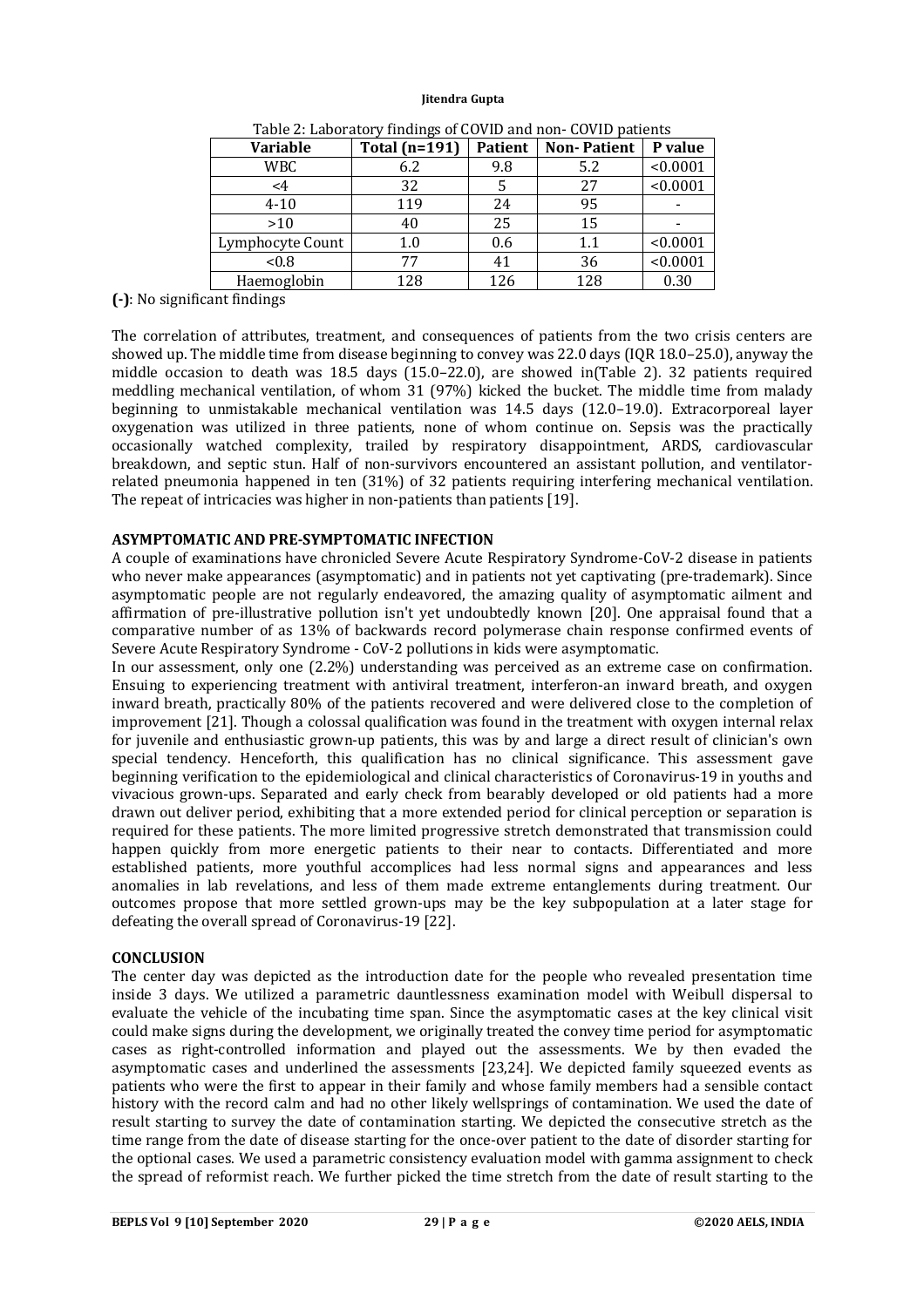Table 2: Laboratory findings of COVID and non- COVID patients

| Variable | Total (n=191) | Patient | Non- Patient | P value |
|---|---|---|---|---|
| WBC | 6.2 | 9.8 | 5.2 | <0.0001 |
| <4 | 32 | 5 | 27 | <0.0001 |
| 4-10 | 119 | 24 | 95 | - |
| >10 | 40 | 25 | 15 | - |
| Lymphocyte Count | 1.0 | 0.6 | 1.1 | <0.0001 |
| <0.8 | 77 | 41 | 36 | <0.0001 |
| Haemoglobin | 128 | 126 | 128 | 0.30 |

**(-)**: No significant findings

The correlation of attributes, treatment, and consequences of patients from the two crisis centers are showed up. The middle time from disease beginning to convey was 22.0 days (IQR 18.0–25.0), anyway the middle occasion to death was 18.5 days (15.0–22.0), are showed in(Table 2). 32 patients required meddling mechanical ventilation, of whom 31 (97%) kicked the bucket. The middle time from malady beginning to unmistakable mechanical ventilation was 14.5 days (12.0–19.0). Extracorporeal layer oxygenation was utilized in three patients, none of whom continue on. Sepsis was the practically occasionally watched complexity, trailed by respiratory disappointment, ARDS, cardiovascular breakdown, and septic stun. Half of non-survivors encountered an assistant pollution, and ventilator-related pneumonia happened in ten (31%) of 32 patients requiring interfering mechanical ventilation. The repeat of intricacies was higher in non-patients than patients [19].

## ASYMPTOMATIC AND PRE-SYMPTOMATIC INFECTION

A couple of examinations have chronicled Severe Acute Respiratory Syndrome-CoV-2 disease in patients who never make appearances (asymptomatic) and in patients not yet captivating (pre-trademark). Since asymptomatic people are not regularly endeavored, the amazing quality of asymptomatic ailment and affirmation of pre-illustrative pollution isn't yet undoubtedly known [20]. One appraisal found that a comparative number of as 13% of backwards record polymerase chain response confirmed events of Severe Acute Respiratory Syndrome - CoV-2 pollutions in kids were asymptomatic.

In our assessment, only one (2.2%) understanding was perceived as an extreme case on confirmation. Ensuing to experiencing treatment with antiviral treatment, interferon-an inward breath, and oxygen inward breath, practically 80% of the patients recovered and were delivered close to the completion of improvement [21]. Though a colossal qualification was found in the treatment with oxygen internal relax for juvenile and enthusiastic grown-up patients, this was by and large a direct result of clinician's own special tendency. Henceforth, this qualification has no clinical significance. This assessment gave beginning verification to the epidemiological and clinical characteristics of Coronavirus-19 in youths and vivacious grown-ups. Separated and early check from bearably developed or old patients had a more drawn out deliver period, exhibiting that a more extended period for clinical perception or separation is required for these patients. The more limited progressive stretch demonstrated that transmission could happen quickly from more energetic patients to their near to contacts. Differentiated and more established patients, more youthful accomplices had less normal signs and appearances and less anomalies in lab revelations, and less of them made extreme entanglements during treatment. Our outcomes propose that more settled grown-ups may be the key subpopulation at a later stage for defeating the overall spread of Coronavirus-19 [22].

## CONCLUSION

The center day was depicted as the introduction date for the people who revealed presentation time inside 3 days. We utilized a parametric dauntlessness examination model with Weibull dispersal to evaluate the vehicle of the incubating time span. Since the asymptomatic cases at the key clinical visit could make signs during the development, we originally treated the convey time period for asymptomatic cases as right-controlled information and played out the assessments. We by then evaded the asymptomatic cases and underlined the assessments [23,24]. We depicted family squeezed events as patients who were the first to appear in their family and whose family members had a sensible contact history with the record calm and had no other likely wellsprings of contamination. We used the date of result starting to survey the date of contamination starting. We depicted the consecutive stretch as the time range from the date of disease starting for the once-over patient to the date of disorder starting for the optional cases. We used a parametric consistency evaluation model with gamma assignment to check the spread of reformist reach. We further picked the time stretch from the date of result starting to the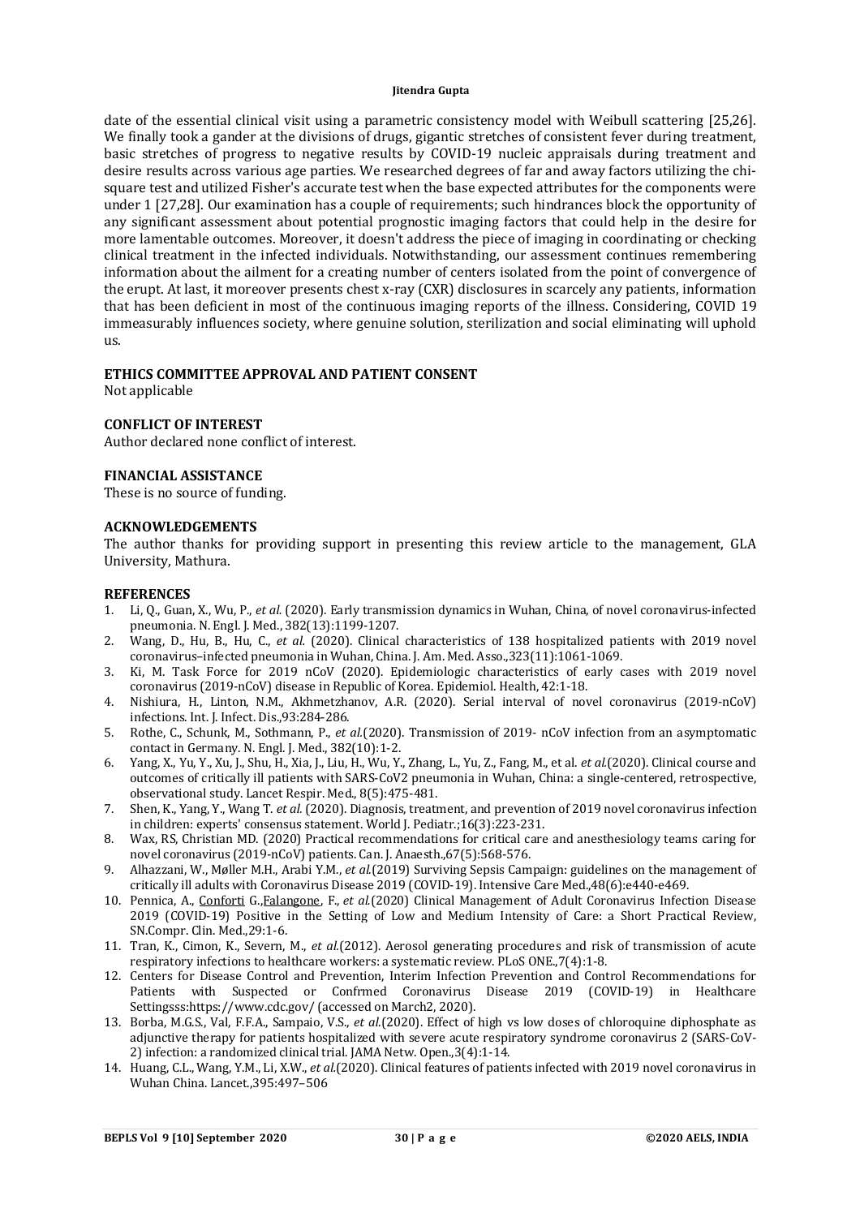date of the essential clinical visit using a parametric consistency model with Weibull scattering [25,26]. We finally took a gander at the divisions of drugs, gigantic stretches of consistent fever during treatment, basic stretches of progress to negative results by COVID-19 nucleic appraisals during treatment and desire results across various age parties. We researched degrees of far and away factors utilizing the chi-square test and utilized Fisher's accurate test when the base expected attributes for the components were under 1 [27,28]. Our examination has a couple of requirements; such hindrances block the opportunity of any significant assessment about potential prognostic imaging factors that could help in the desire for more lamentable outcomes. Moreover, it doesn't address the piece of imaging in coordinating or checking clinical treatment in the infected individuals. Notwithstanding, our assessment continues remembering information about the ailment for a creating number of centers isolated from the point of convergence of the erupt. At last, it moreover presents chest x-ray (CXR) disclosures in scarcely any patients, information that has been deficient in most of the continuous imaging reports of the illness. Considering, COVID 19 immeasurably influences society, where genuine solution, sterilization and social eliminating will uphold us.

## ETHICS COMMITTEE APPROVAL AND PATIENT CONSENT

Not applicable

## CONFLICT OF INTEREST

Author declared none conflict of interest.

## FINANCIAL ASSISTANCE

These is no source of funding.

## ACKNOWLEDGEMENTS

The author thanks for providing support in presenting this review article to the management, GLA University, Mathura.

## REFERENCES

1. Li, Q., Guan, X., Wu, P., *et al.* (2020). Early transmission dynamics in Wuhan, China, of novel coronavirus-infected pneumonia. N. Engl. J. Med., 382(13):1199-1207.
2. Wang, D., Hu, B., Hu, C., *et al.* (2020). Clinical characteristics of 138 hospitalized patients with 2019 novel coronavirus–infected pneumonia in Wuhan, China. J. Am. Med. Asso.,323(11):1061-1069.
3. Ki, M. Task Force for 2019 nCoV (2020). Epidemiologic characteristics of early cases with 2019 novel coronavirus (2019-nCoV) disease in Republic of Korea. Epidemiol. Health, 42:1-18.
4. Nishiura, H., Linton, N.M., Akhmetzhanov, A.R. (2020). Serial interval of novel coronavirus (2019-nCoV) infections. Int. J. Infect. Dis.,93:284-286.
5. Rothe, C., Schunk, M., Sothmann, P., *et al.*(2020). Transmission of 2019- nCoV infection from an asymptomatic contact in Germany. N. Engl. J. Med., 382(10):1-2.
6. Yang, X., Yu, Y., Xu, J., Shu, H., Xia, J., Liu, H., Wu, Y., Zhang, L., Yu, Z., Fang, M., et al. *et al.*(2020). Clinical course and outcomes of critically ill patients with SARS-CoV2 pneumonia in Wuhan, China: a single-centered, retrospective, observational study. Lancet Respir. Med., 8(5):475-481.
7. Shen, K., Yang, Y., Wang T. *et al.* (2020). Diagnosis, treatment, and prevention of 2019 novel coronavirus infection in children: experts' consensus statement. World J. Pediatr.;16(3):223-231.
8. Wax, RS, Christian MD. (2020) Practical recommendations for critical care and anesthesiology teams caring for novel coronavirus (2019-nCoV) patients. Can. J. Anaesth.,67(5):568-576.
9. Alhazzani, W., Møller M.H., Arabi Y.M., *et al.*(2019) Surviving Sepsis Campaign: guidelines on the management of critically ill adults with Coronavirus Disease 2019 (COVID-19). Intensive Care Med.,48(6):e440-e469.
10. Pennica, A., Conforti G.,Falangone, F., *et al.*(2020) Clinical Management of Adult Coronavirus Infection Disease 2019 (COVID-19) Positive in the Setting of Low and Medium Intensity of Care: a Short Practical Review, SN.Compr. Clin. Med.,29:1-6.
11. Tran, K., Cimon, K., Severn, M., *et al.*(2012). Aerosol generating procedures and risk of transmission of acute respiratory infections to healthcare workers: a systematic review. PLoS ONE.,7(4):1-8.
12. Centers for Disease Control and Prevention, Interim Infection Prevention and Control Recommendations for Patients with Suspected or Confrmed Coronavirus Disease 2019 (COVID-19) in Healthcare Settingsss:https://www.cdc.gov/ (accessed on March2, 2020).
13. Borba, M.G.S., Val, F.F.A., Sampaio, V.S., *et al.*(2020). Effect of high vs low doses of chloroquine diphosphate as adjunctive therapy for patients hospitalized with severe acute respiratory syndrome coronavirus 2 (SARS-CoV-2) infection: a randomized clinical trial. JAMA Netw. Open.,3(4):1-14.
14. Huang, C.L., Wang, Y.M., Li, X.W., *et al.*(2020). Clinical features of patients infected with 2019 novel coronavirus in Wuhan China. Lancet.,395:497–506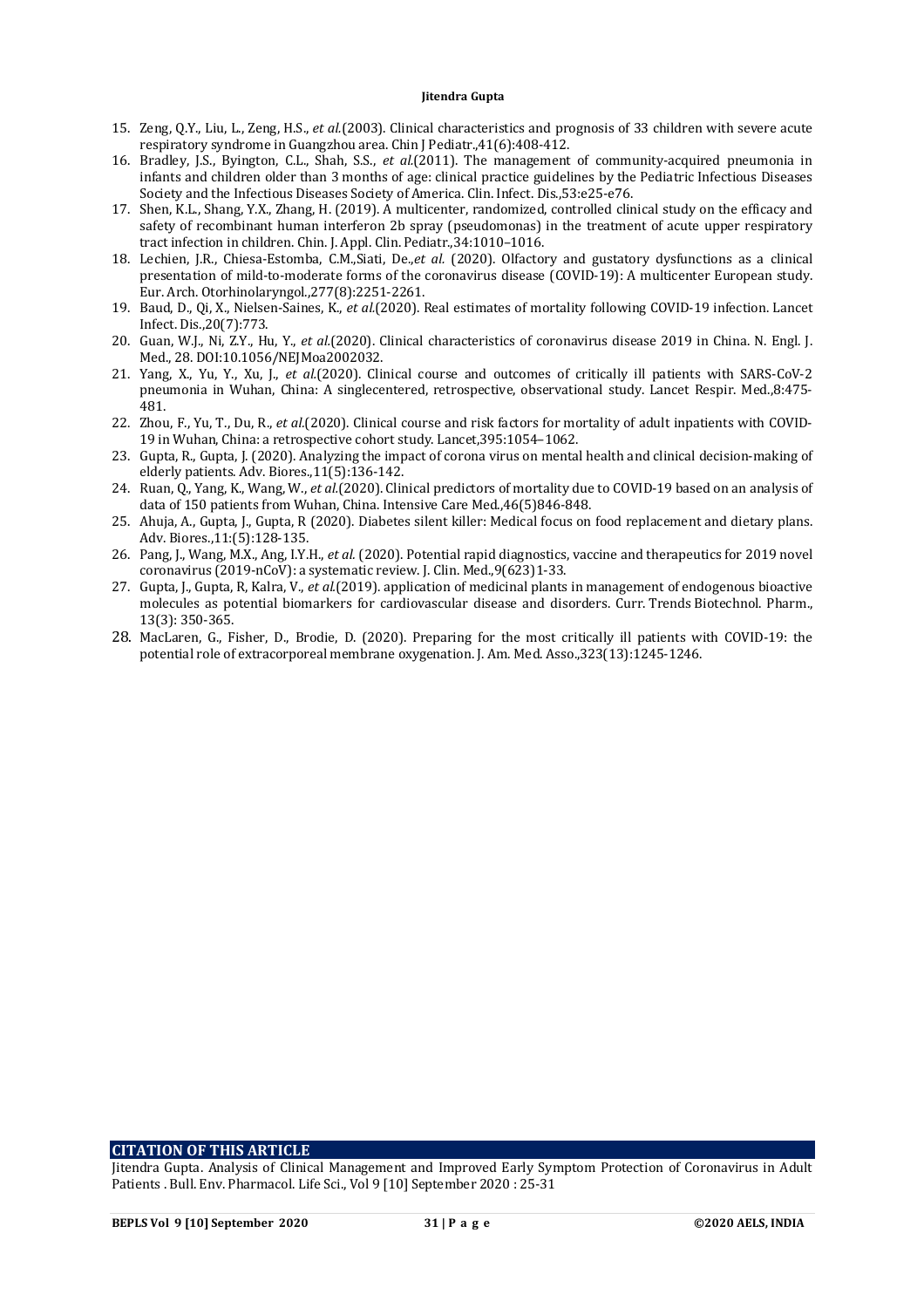15. Zeng, Q.Y., Liu, L., Zeng, H.S., *et al.*(2003). Clinical characteristics and prognosis of 33 children with severe acute respiratory syndrome in Guangzhou area. Chin J Pediatr.,41(6):408-412.
16. Bradley, J.S., Byington, C.L., Shah, S.S., *et al.*(2011). The management of community-acquired pneumonia in infants and children older than 3 months of age: clinical practice guidelines by the Pediatric Infectious Diseases Society and the Infectious Diseases Society of America. Clin. Infect. Dis.,53:e25-e76.
17. Shen, K.L., Shang, Y.X., Zhang, H. (2019). A multicenter, randomized, controlled clinical study on the efficacy and safety of recombinant human interferon 2b spray (pseudomonas) in the treatment of acute upper respiratory tract infection in children. Chin. J. Appl. Clin. Pediatr.,34:1010–1016.
18. Lechien, J.R., Chiesa-Estomba, C.M.,Siati, De.,*et al.* (2020). Olfactory and gustatory dysfunctions as a clinical presentation of mild-to-moderate forms of the coronavirus disease (COVID-19): A multicenter European study. Eur. Arch. Otorhinolaryngol.,277(8):2251-2261.
19. Baud, D., Qi, X., Nielsen-Saines, K., *et al.*(2020). Real estimates of mortality following COVID-19 infection. Lancet Infect. Dis.,20(7):773.
20. Guan, W.J., Ni, Z.Y., Hu, Y., *et al.*(2020). Clinical characteristics of coronavirus disease 2019 in China. N. Engl. J. Med., 28. DOI:10.1056/NEJMoa2002032.
21. Yang, X., Yu, Y., Xu, J., *et al.*(2020). Clinical course and outcomes of critically ill patients with SARS-CoV-2 pneumonia in Wuhan, China: A singlecentered, retrospective, observational study. Lancet Respir. Med.,8:475-481.
22. Zhou, F., Yu, T., Du, R., *et al.*(2020). Clinical course and risk factors for mortality of adult inpatients with COVID-19 in Wuhan, China: a retrospective cohort study. Lancet,395:1054–1062.
23. Gupta, R., Gupta, J. (2020). Analyzing the impact of corona virus on mental health and clinical decision-making of elderly patients. Adv. Biores.,11(5):136-142.
24. Ruan, Q., Yang, K., Wang, W., *et al.*(2020). Clinical predictors of mortality due to COVID-19 based on an analysis of data of 150 patients from Wuhan, China. Intensive Care Med.,46(5)846-848.
25. Ahuja, A., Gupta, J., Gupta, R (2020). Diabetes silent killer: Medical focus on food replacement and dietary plans. Adv. Biores.,11:(5):128-135.
26. Pang, J., Wang, M.X., Ang, I.Y.H., *et al.* (2020). Potential rapid diagnostics, vaccine and therapeutics for 2019 novel coronavirus (2019-nCoV): a systematic review. J. Clin. Med.,9(623)1-33.
27. Gupta, J., Gupta, R, Kalra, V., *et al.*(2019). application of medicinal plants in management of endogenous bioactive molecules as potential biomarkers for cardiovascular disease and disorders. Curr. Trends Biotechnol. Pharm., 13(3): 350-365.
28. MacLaren, G., Fisher, D., Brodie, D. (2020). Preparing for the most critically ill patients with COVID-19: the potential role of extracorporeal membrane oxygenation. J. Am. Med. Asso.,323(13):1245-1246.

## CITATION OF THIS ARTICLE

Jitendra Gupta. Analysis of Clinical Management and Improved Early Symptom Protection of Coronavirus in Adult Patients . Bull. Env. Pharmacol. Life Sci., Vol 9 [10] September 2020 : 25-31